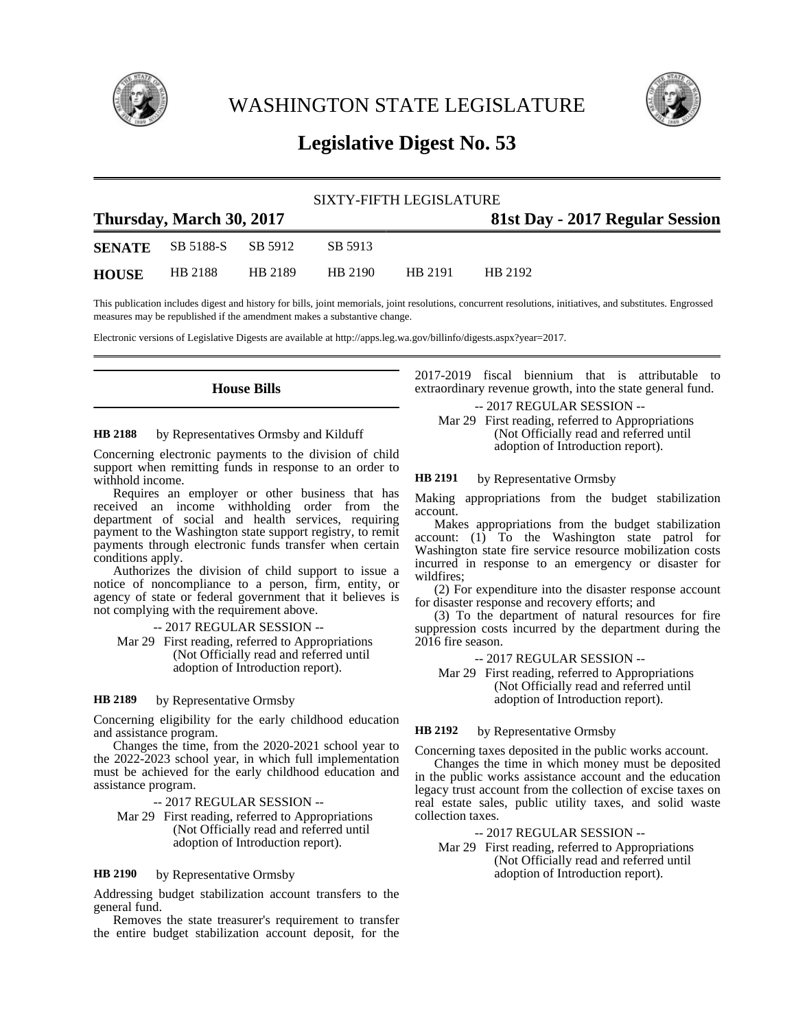# WASHINGTON STATE LEGISLATURE

## Legislative Digest No. 53

SIXTY-FIFTH LEGISLATURE

**Thursday, March 30, 2017** — **81st Day - 2017 Regular Session**

| | | | | | |
|---|---|---|---|---|---|
| **SENATE** | SB 5188-S | SB 5912 | SB 5913 | | |
| **HOUSE** | HB 2188 | HB 2189 | HB 2190 | HB 2191 | HB 2192 |

This publication includes digest and history for bills, joint memorials, joint resolutions, concurrent resolutions, initiatives, and substitutes. Engrossed measures may be republished if the amendment makes a substantive change.

Electronic versions of Legislative Digests are available at http://apps.leg.wa.gov/billinfo/digests.aspx?year=2017.

### House Bills

**HB 2188** by Representatives Ormsby and Kilduff

Concerning electronic payments to the division of child support when remitting funds in response to an order to withhold income.

Requires an employer or other business that has received an income withholding order from the department of social and health services, requiring payment to the Washington state support registry, to remit payments through electronic funds transfer when certain conditions apply.

Authorizes the division of child support to issue a notice of noncompliance to a person, firm, entity, or agency of state or federal government that it believes is not complying with the requirement above.

-- 2017 REGULAR SESSION --

Mar 29 First reading, referred to Appropriations (Not Officially read and referred until adoption of Introduction report).

**HB 2189** by Representative Ormsby

Concerning eligibility for the early childhood education and assistance program.

Changes the time, from the 2020-2021 school year to the 2022-2023 school year, in which full implementation must be achieved for the early childhood education and assistance program.

-- 2017 REGULAR SESSION --

Mar 29 First reading, referred to Appropriations (Not Officially read and referred until adoption of Introduction report).

**HB 2190** by Representative Ormsby

Addressing budget stabilization account transfers to the general fund.

Removes the state treasurer's requirement to transfer the entire budget stabilization account deposit, for the 2017-2019 fiscal biennium that is attributable to extraordinary revenue growth, into the state general fund.

-- 2017 REGULAR SESSION --

Mar 29 First reading, referred to Appropriations (Not Officially read and referred until adoption of Introduction report).

**HB 2191** by Representative Ormsby

Making appropriations from the budget stabilization account.

Makes appropriations from the budget stabilization account: (1) To the Washington state patrol for Washington state fire service resource mobilization costs incurred in response to an emergency or disaster for wildfires;

(2) For expenditure into the disaster response account for disaster response and recovery efforts; and

(3) To the department of natural resources for fire suppression costs incurred by the department during the 2016 fire season.

-- 2017 REGULAR SESSION --

Mar 29 First reading, referred to Appropriations (Not Officially read and referred until adoption of Introduction report).

**HB 2192** by Representative Ormsby

Concerning taxes deposited in the public works account.

Changes the time in which money must be deposited in the public works assistance account and the education legacy trust account from the collection of excise taxes on real estate sales, public utility taxes, and solid waste collection taxes.

-- 2017 REGULAR SESSION --

Mar 29 First reading, referred to Appropriations (Not Officially read and referred until adoption of Introduction report).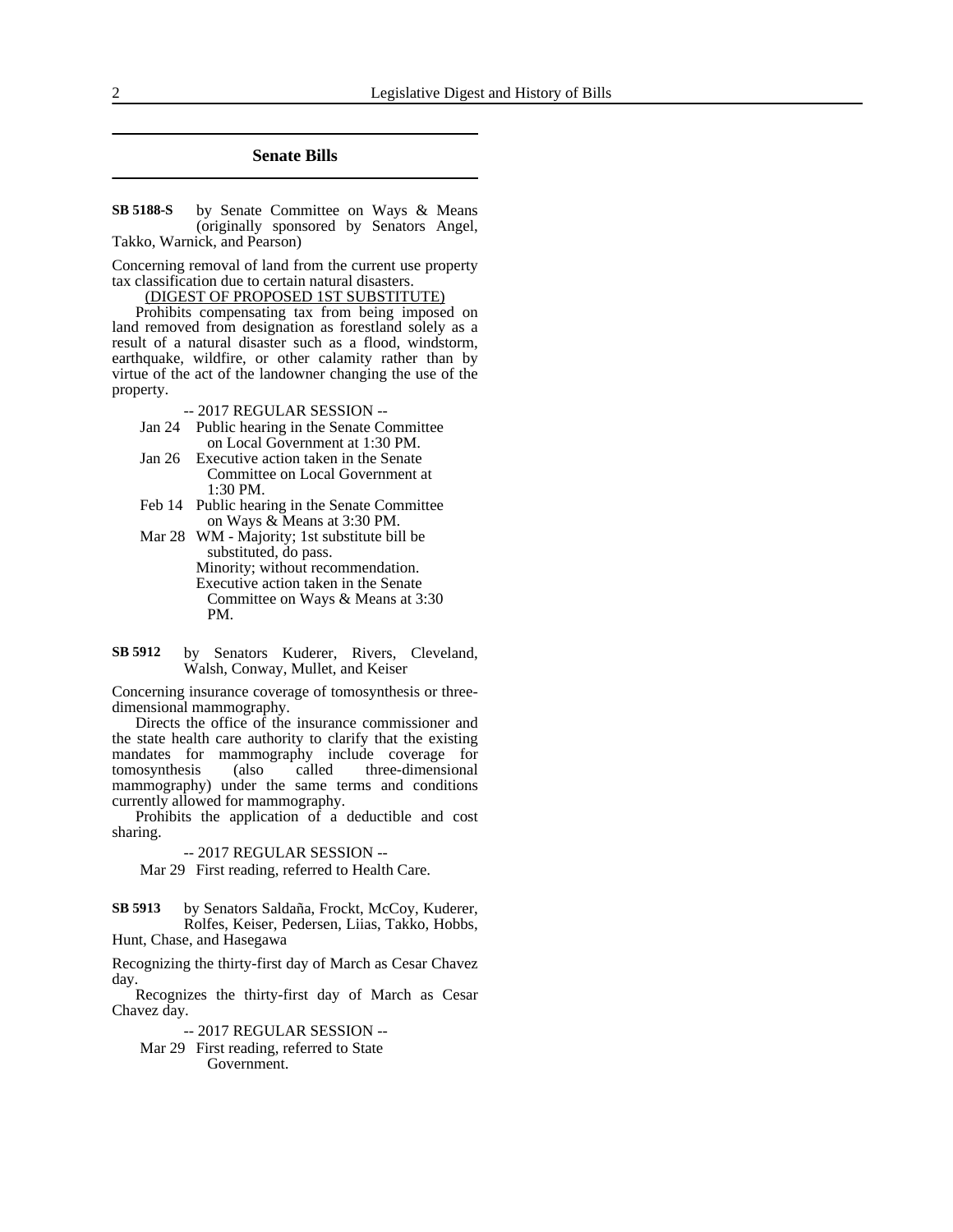## Senate Bills

**SB 5188-S** by Senate Committee on Ways & Means (originally sponsored by Senators Angel, Takko, Warnick, and Pearson)

Concerning removal of land from the current use property tax classification due to certain natural disasters.

(DIGEST OF PROPOSED 1ST SUBSTITUTE)

Prohibits compensating tax from being imposed on land removed from designation as forestland solely as a result of a natural disaster such as a flood, windstorm, earthquake, wildfire, or other calamity rather than by virtue of the act of the landowner changing the use of the property.

-- 2017 REGULAR SESSION --

- Jan 24 Public hearing in the Senate Committee on Local Government at 1:30 PM.
- Jan 26 Executive action taken in the Senate Committee on Local Government at 1:30 PM.
- Feb 14 Public hearing in the Senate Committee on Ways & Means at 3:30 PM.
- Mar 28 WM - Majority; 1st substitute bill be substituted, do pass.
  Minority; without recommendation.
  Executive action taken in the Senate Committee on Ways & Means at 3:30 PM.

**SB 5912** by Senators Kuderer, Rivers, Cleveland, Walsh, Conway, Mullet, and Keiser

Concerning insurance coverage of tomosynthesis or three-dimensional mammography.

Directs the office of the insurance commissioner and the state health care authority to clarify that the existing mandates for mammography include coverage for tomosynthesis (also called three-dimensional mammography) under the same terms and conditions currently allowed for mammography.

Prohibits the application of a deductible and cost sharing.

-- 2017 REGULAR SESSION --

- Mar 29 First reading, referred to Health Care.

**SB 5913** by Senators Saldaña, Frockt, McCoy, Kuderer, Rolfes, Keiser, Pedersen, Liias, Takko, Hobbs, Hunt, Chase, and Hasegawa

Recognizing the thirty-first day of March as Cesar Chavez day.

Recognizes the thirty-first day of March as Cesar Chavez day.

-- 2017 REGULAR SESSION --

- Mar 29 First reading, referred to State Government.